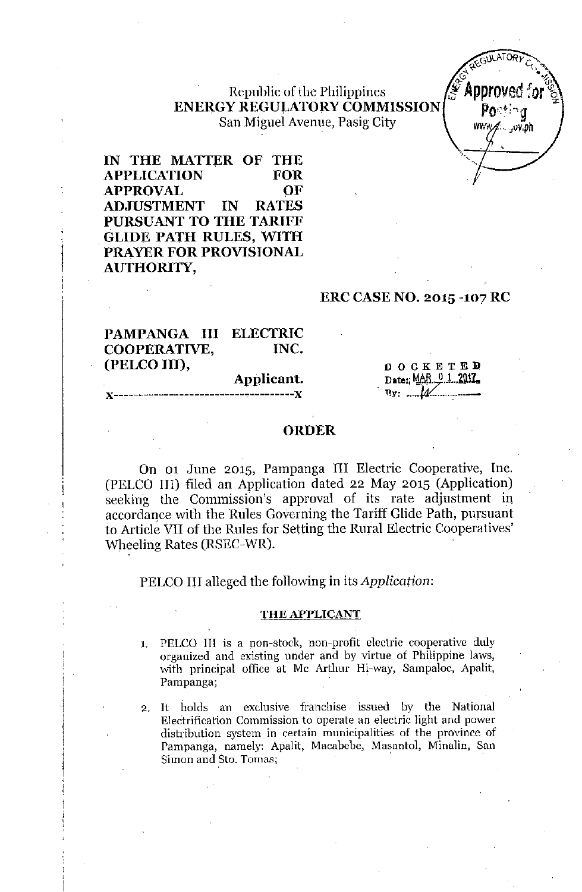Republic of the Philippines
**ENERGY REGULATORY COMMISSION**
San Miguel Avenue, Pasig City

**IN THE MATTER OF THE APPLICATION FOR APPROVAL OF ADJUSTMENT IN RATES PURSUANT TO THE TARIFF GLIDE PATH RULES, WITH PRAYER FOR PROVISIONAL AUTHORITY,**

**ERC CASE NO. 2015 -107 RC**

**PAMPANGA III ELECTRIC COOPERATIVE, INC. (PELCO III),**

**Applicant.**

x-----------------------------------------x

DOCKETED
Date: MAR 01 2017
By: ...

## ORDER

On 01 June 2015, Pampanga III Electric Cooperative, Inc. (PELCO III) filed an Application dated 22 May 2015 (Application) seeking the Commission's approval of its rate adjustment in accordance with the Rules Governing the Tariff Glide Path, pursuant to Article VII of the Rules for Setting the Rural Electric Cooperatives' Wheeling Rates (RSEC-WR).

PELCO III alleged the following in its *Application*:

### THE APPLICANT

1. PELCO III is a non-stock, non-profit electric cooperative duly organized and existing under and by virtue of Philippine laws, with principal office at Mc Arthur Hi-way, Sampaloc, Apalit, Pampanga;

2. It holds an exclusive franchise issued by the National Electrification Commission to operate an electric light and power distribution system in certain municipalities of the province of Pampanga, namely: Apalit, Macabebe, Masantol, Minalin, San Simon and Sto. Tomas;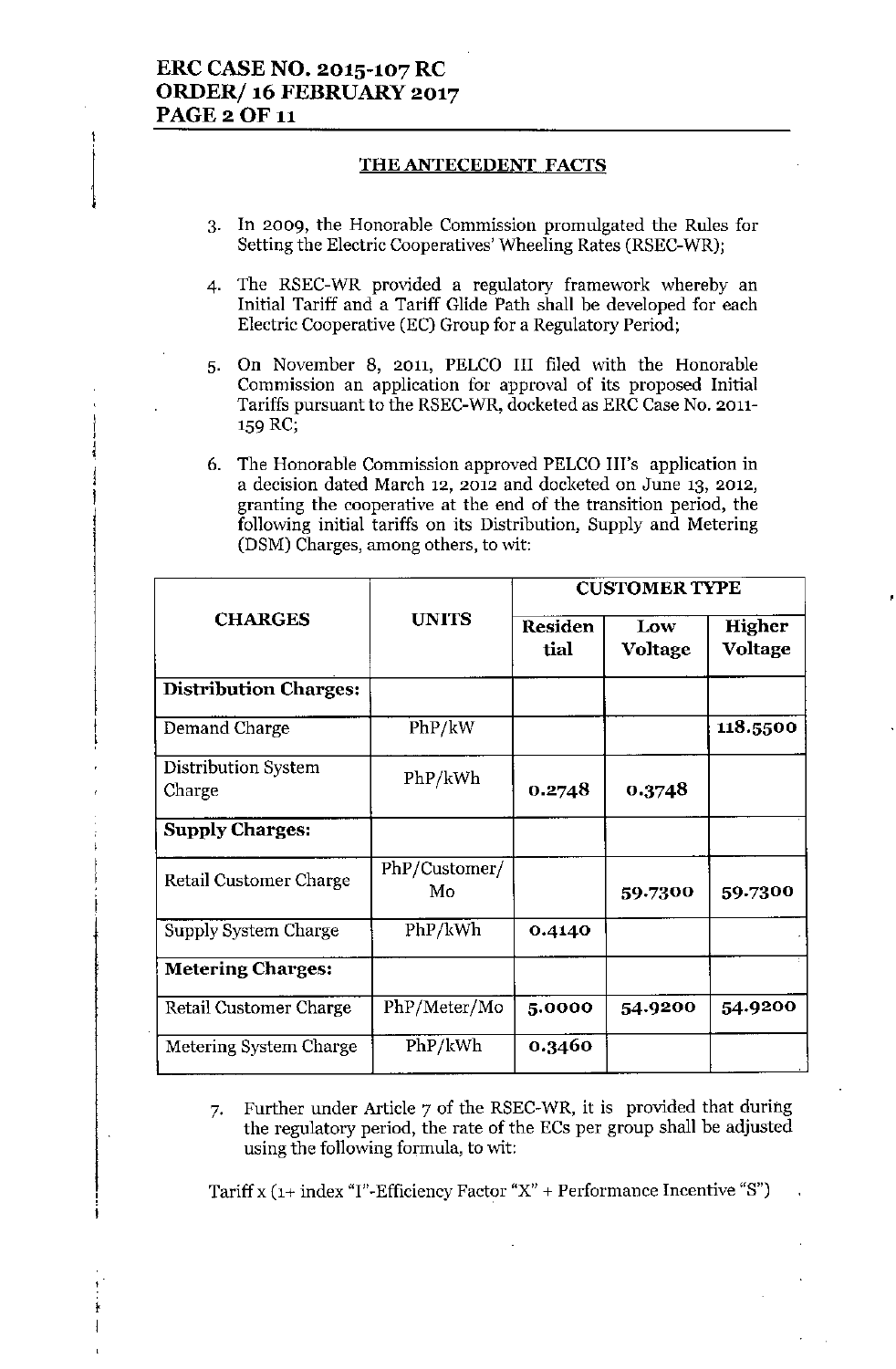## THE ANTECEDENT FACTS

3. In 2009, the Honorable Commission promulgated the Rules for Setting the Electric Cooperatives' Wheeling Rates (RSEC-WR);

4. The RSEC-WR provided a regulatory framework whereby an Initial Tariff and a Tariff Glide Path shall be developed for each Electric Cooperative (EC) Group for a Regulatory Period;

5. On November 8, 2011, PELCO III filed with the Honorable Commission an application for approval of its proposed Initial Tariffs pursuant to the RSEC-WR, docketed as ERC Case No. 2011-159 RC;

6. The Honorable Commission approved PELCO III's application in a decision dated March 12, 2012 and docketed on June 13, 2012, granting the cooperative at the end of the transition period, the following initial tariffs on its Distribution, Supply and Metering (DSM) Charges, among others, to wit:

| CHARGES | UNITS | CUSTOMER TYPE | | |
|---|---|---|---|---|
| | | Residential | Low Voltage | Higher Voltage |
| **Distribution Charges:** | | | | |
| Demand Charge | PhP/kW | | | **118.5500** |
| Distribution System Charge | PhP/kWh | **0.2748** | **0.3748** | |
| **Supply Charges:** | | | | |
| Retail Customer Charge | PhP/Customer/Mo | | **59.7300** | **59.7300** |
| Supply System Charge | PhP/kWh | **0.4140** | | |
| **Metering Charges:** | | | | |
| Retail Customer Charge | PhP/Meter/Mo | **5.0000** | **54.9200** | **54.9200** |
| Metering System Charge | PhP/kWh | **0.3460** | | |

7. Further under Article 7 of the RSEC-WR, it is provided that during the regulatory period, the rate of the ECs per group shall be adjusted using the following formula, to wit:

Tariff x (1+ index "I"-Efficiency Factor "X" + Performance Incentive "S")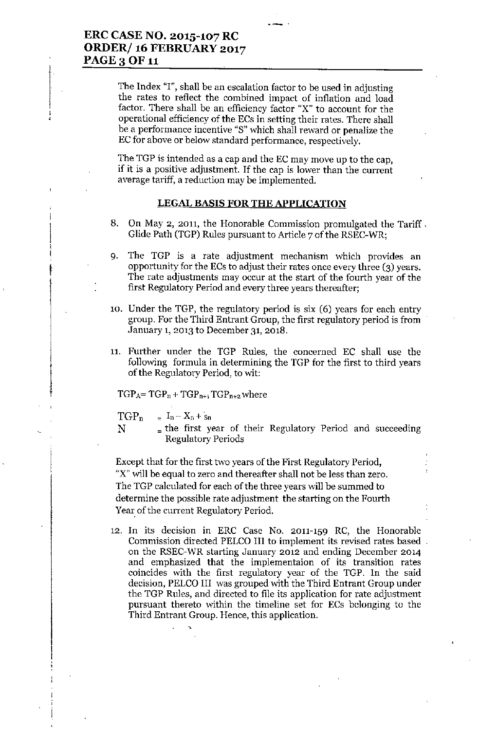The Index "I", shall be an escalation factor to be used in adjusting the rates to reflect the combined impact of inflation and load factor. There shall be an efficiency factor "X" to account for the operational efficiency of the ECs in setting their rates. There shall be a performance incentive "S" which shall reward or penalize the EC for above or below standard performance, respectively.

The TGP is intended as a cap and the EC may move up to the cap, if it is a positive adjustment. If the cap is lower than the current average tariff, a reduction may be implemented.

## LEGAL BASIS FOR THE APPLICATION

8. On May 2, 2011, the Honorable Commission promulgated the Tariff Glide Path (TGP) Rules pursuant to Article 7 of the RSEC-WR;

9. The TGP is a rate adjustment mechanism which provides an opportunity for the ECs to adjust their rates once every three (3) years. The rate adjustments may occur at the start of the fourth year of the first Regulatory Period and every three years thereafter;

10. Under the TGP, the regulatory period is six (6) years for each entry group. For the Third Entrant Group, the first regulatory period is from January 1, 2013 to December 31, 2018.

11. Further under the TGP Rules, the concerned EC shall use the following formula in determining the TGP for the first to third years of the Regulatory Period, to wit:

$TGP_A = TGP_n + TGP_{n+1} TGP_{n+2}$ where

$TGP_n$ = $I_n - X_n + S_n$

N = the first year of their Regulatory Period and succeeding Regulatory Periods

Except that for the first two years of the First Regulatory Period, "X" will be equal to zero and thereafter shall not be less than zero. The TGP calculated for each of the three years will be summed to determine the possible rate adjustment the starting on the Fourth Year of the current Regulatory Period.

12. In its decision in ERC Case No. 2011-159 RC, the Honorable Commission directed PELCO III to implement its revised rates based on the RSEC-WR starting January 2012 and ending December 2014 and emphasized that the implementaion of its transition rates coincides with the first regulatory year of the TGP. In the said decision, PELCO III was grouped with the Third Entrant Group under the TGP Rules, and directed to file its application for rate adjustment pursuant thereto within the timeline set for ECs belonging to the Third Entrant Group. Hence, this application.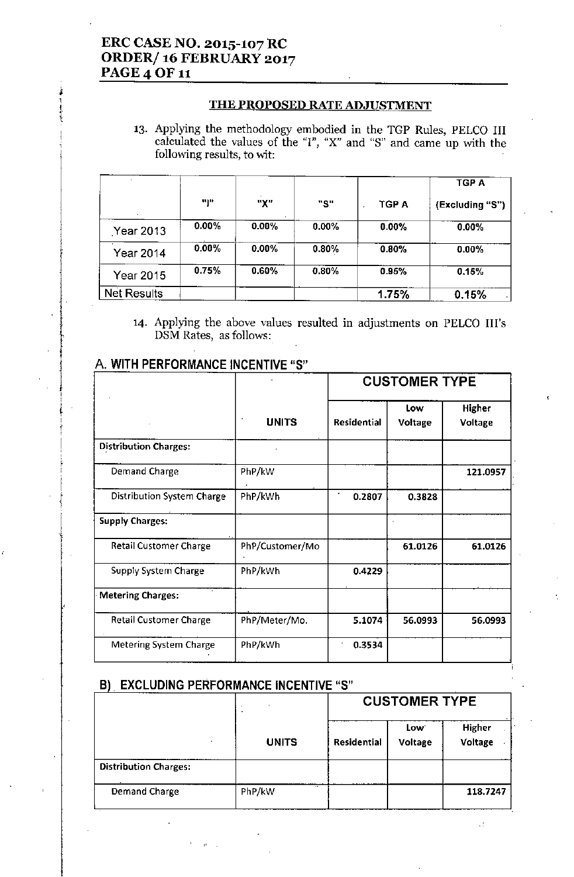## THE PROPOSED RATE ADJUSTMENT

13. Applying the methodology embodied in the TGP Rules, PELCO III calculated the values of the "I", "X" and "S" and came up with the following results, to wit:

| | "I" | "X" | "S" | TGP A | TGP A (Excluding "S") |
|---|---|---|---|---|---|
| Year 2013 | 0.00% | 0.00% | 0.00% | 0.00% | 0.00% |
| Year 2014 | 0.00% | 0.00% | 0.80% | 0.80% | 0.00% |
| Year 2015 | 0.75% | 0.60% | 0.80% | 0.95% | 0.15% |
| Net Results | | | | 1.75% | 0.15% |

14. Applying the above values resulted in adjustments on PELCO III's DSM Rates, as follows:

### A. WITH PERFORMANCE INCENTIVE "S"

| | UNITS | CUSTOMER TYPE | | |
|---|---|---|---|---|
| | | Residential | Low Voltage | Higher Voltage |
| **Distribution Charges:** | | | | |
| Demand Charge | PhP/kW | | | 121.0957 |
| Distribution System Charge | PhP/kWh | 0.2807 | 0.3828 | |
| **Supply Charges:** | | | | |
| Retail Customer Charge | PhP/Customer/Mo | | 61.0126 | 61.0126 |
| Supply System Charge | PhP/kWh | 0.4229 | | |
| **Metering Charges:** | | | | |
| Retail Customer Charge | PhP/Meter/Mo. | 5.1074 | 56.0993 | 56.0993 |
| Metering System Charge | PhP/kWh | 0.3534 | | |

### B) EXCLUDING PERFORMANCE INCENTIVE "S"

| | UNITS | CUSTOMER TYPE | | |
|---|---|---|---|---|
| | | Residential | Low Voltage | Higher Voltage |
| **Distribution Charges:** | | | | |
| Demand Charge | PhP/kW | | | 118.7247 |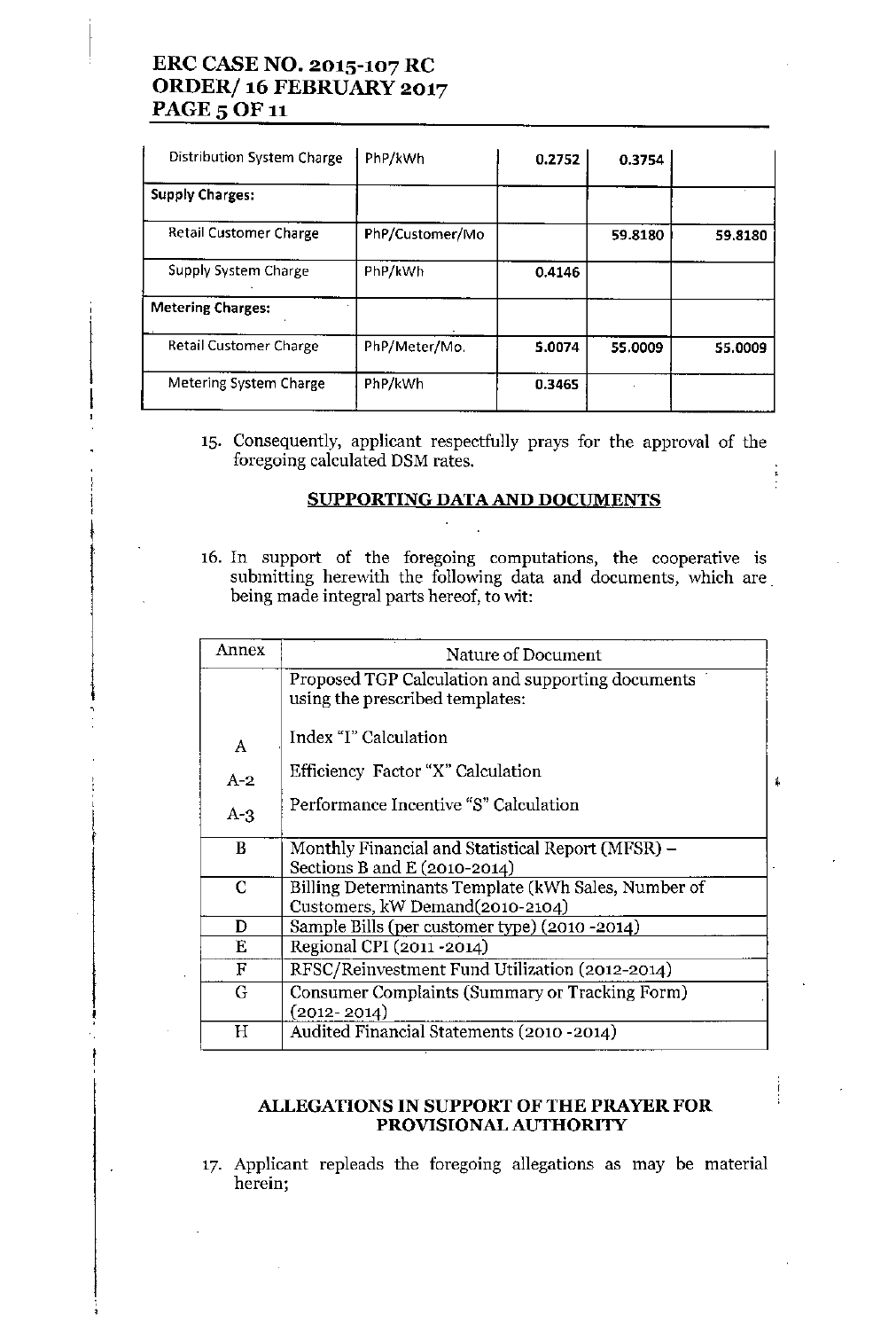| | | | | |
|---|---|---|---|---|
| Distribution System Charge | PhP/kWh | 0.2752 | 0.3754 | |
| **Supply Charges:** | | | | |
| Retail Customer Charge | PhP/Customer/Mo | | 59.8180 | 59.8180 |
| Supply System Charge | PhP/kWh | 0.4146 | | |
| **Metering Charges:** | | | | |
| Retail Customer Charge | PhP/Meter/Mo. | 5.0074 | 55.0009 | 55.0009 |
| Metering System Charge | PhP/kWh | 0.3465 | | |

15. Consequently, applicant respectfully prays for the approval of the foregoing calculated DSM rates.

## SUPPORTING DATA AND DOCUMENTS

16. In support of the foregoing computations, the cooperative is submitting herewith the following data and documents, which are being made integral parts hereof, to wit:

| Annex | Nature of Document |
|---|---|
| | Proposed TGP Calculation and supporting documents using the prescribed templates: |
| A | Index "I" Calculation |
| A-2 | Efficiency Factor "X" Calculation |
| A-3 | Performance Incentive "S" Calculation |
| B | Monthly Financial and Statistical Report (MFSR) – Sections B and E (2010-2014) |
| C | Billing Determinants Template (kWh Sales, Number of Customers, kW Demand(2010-2104) |
| D | Sample Bills (per customer type) (2010 -2014) |
| E | Regional CPI (2011 -2014) |
| F | RFSC/Reinvestment Fund Utilization (2012-2014) |
| G | Consumer Complaints (Summary or Tracking Form) (2012- 2014) |
| H | Audited Financial Statements (2010 -2014) |

## ALLEGATIONS IN SUPPORT OF THE PRAYER FOR PROVISIONAL AUTHORITY

17. Applicant repleads the foregoing allegations as may be material herein;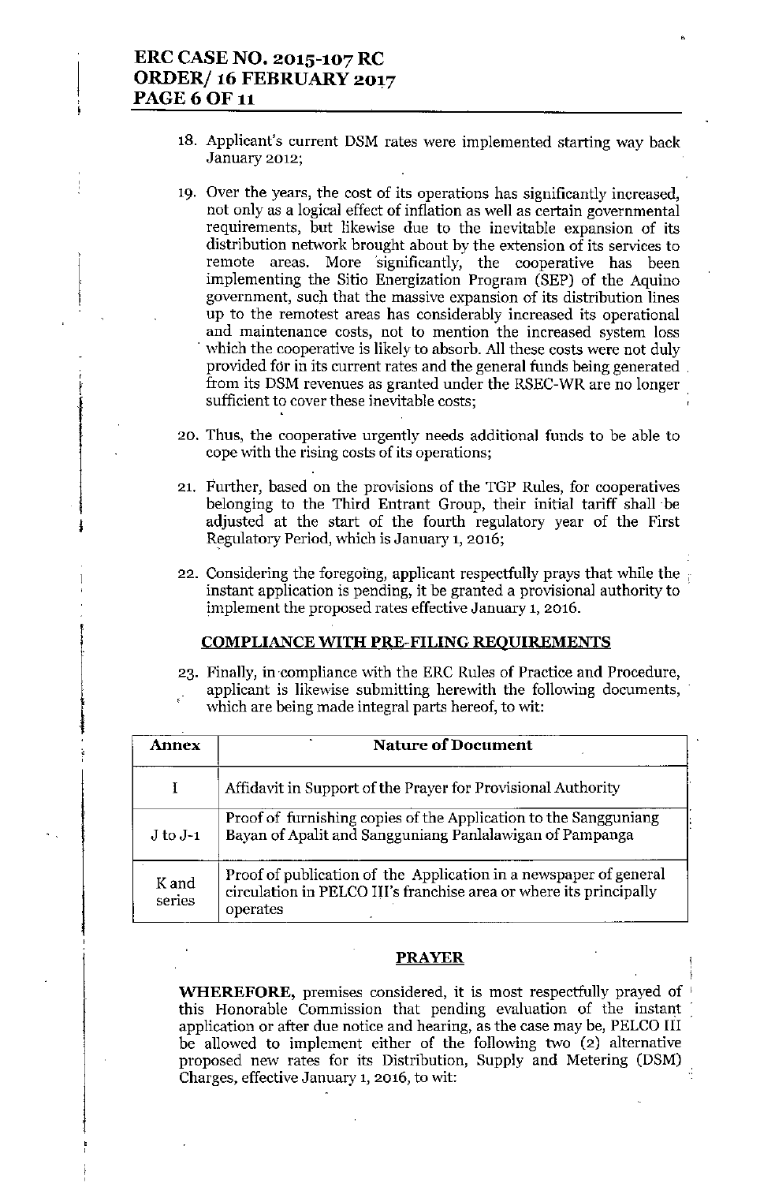18. Applicant's current DSM rates were implemented starting way back January 2012;

19. Over the years, the cost of its operations has significantly increased, not only as a logical effect of inflation as well as certain governmental requirements, but likewise due to the inevitable expansion of its distribution network brought about by the extension of its services to remote areas. More significantly, the cooperative has been implementing the Sitio Energization Program (SEP) of the Aquino government, such that the massive expansion of its distribution lines up to the remotest areas has considerably increased its operational and maintenance costs, not to mention the increased system loss which the cooperative is likely to absorb. All these costs were not duly provided for in its current rates and the general funds being generated from its DSM revenues as granted under the RSEC-WR are no longer sufficient to cover these inevitable costs;

20. Thus, the cooperative urgently needs additional funds to be able to cope with the rising costs of its operations;

21. Further, based on the provisions of the TGP Rules, for cooperatives belonging to the Third Entrant Group, their initial tariff shall be adjusted at the start of the fourth regulatory year of the First Regulatory Period, which is January 1, 2016;

22. Considering the foregoing, applicant respectfully prays that while the instant application is pending, it be granted a provisional authority to implement the proposed rates effective January 1, 2016.

## COMPLIANCE WITH PRE-FILING REQUIREMENTS

23. Finally, in compliance with the ERC Rules of Practice and Procedure, applicant is likewise submitting herewith the following documents, which are being made integral parts hereof, to wit:

| Annex | Nature of Document |
|---|---|
| I | Affidavit in Support of the Prayer for Provisional Authority |
| J to J-1 | Proof of furnishing copies of the Application to the Sangguniang Bayan of Apalit and Sangguniang Panlalawigan of Pampanga |
| K and series | Proof of publication of the Application in a newspaper of general circulation in PELCO III's franchise area or where its principally operates |

## PRAYER

**WHEREFORE,** premises considered, it is most respectfully prayed of this Honorable Commission that pending evaluation of the instant application or after due notice and hearing, as the case may be, PELCO III be allowed to implement either of the following two (2) alternative proposed new rates for its Distribution, Supply and Metering (DSM) Charges, effective January 1, 2016, to wit: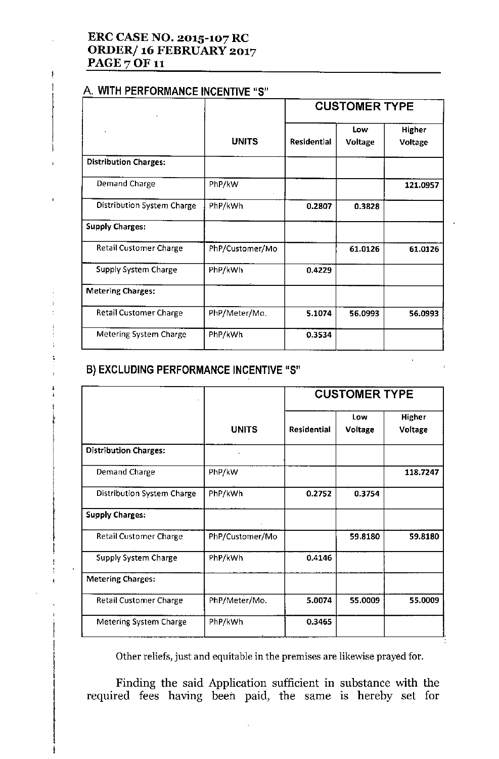## A. WITH PERFORMANCE INCENTIVE "S"

| | UNITS | CUSTOMER TYPE | | |
|---|---|---|---|---|
| | | Residential | Low Voltage | Higher Voltage |
| **Distribution Charges:** | | | | |
| Demand Charge | PhP/kW | | | 121.0957 |
| Distribution System Charge | PhP/kWh | 0.2807 | 0.3828 | |
| **Supply Charges:** | | | | |
| Retail Customer Charge | PhP/Customer/Mo | | 61.0126 | 61.0126 |
| Supply System Charge | PhP/kWh | 0.4229 | | |
| **Metering Charges:** | | | | |
| Retail Customer Charge | PhP/Meter/Mo. | 5.1074 | 56.0993 | 56.0993 |
| Metering System Charge | PhP/kWh | 0.3534 | | |

## B) EXCLUDING PERFORMANCE INCENTIVE "S"

| | UNITS | CUSTOMER TYPE | | |
|---|---|---|---|---|
| | | Residential | Low Voltage | Higher Voltage |
| **Distribution Charges:** | | | | |
| Demand Charge | PhP/kW | | | 118.7247 |
| Distribution System Charge | PhP/kWh | 0.2752 | 0.3754 | |
| **Supply Charges:** | | | | |
| Retail Customer Charge | PhP/Customer/Mo | | 59.8180 | 59.8180 |
| Supply System Charge | PhP/kWh | 0.4146 | | |
| **Metering Charges:** | | | | |
| Retail Customer Charge | PhP/Meter/Mo. | 5.0074 | 55.0009 | 55.0009 |
| Metering System Charge | PhP/kWh | 0.3465 | | |

Other reliefs, just and equitable in the premises are likewise prayed for.

Finding the said Application sufficient in substance with the required fees having been paid, the same is hereby set for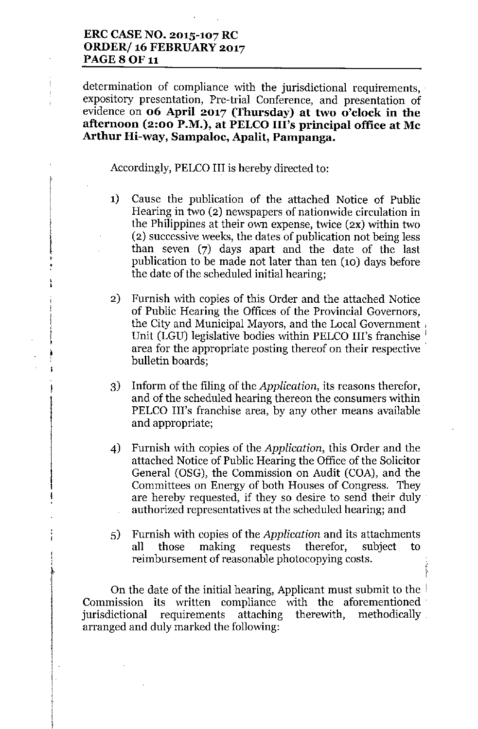determination of compliance with the jurisdictional requirements, expository presentation, Pre-trial Conference, and presentation of evidence on **06 April 2017 (Thursday) at two o'clock in the afternoon (2:00 P.M.), at PELCO III's principal office at Mc Arthur Hi-way, Sampaloc, Apalit, Pampanga.**

Accordingly, PELCO III is hereby directed to:

1) Cause the publication of the attached Notice of Public Hearing in two (2) newspapers of nationwide circulation in the Philippines at their own expense, twice (2x) within two (2) successive weeks, the dates of publication not being less than seven (7) days apart and the date of the last publication to be made not later than ten (10) days before the date of the scheduled initial hearing;

2) Furnish with copies of this Order and the attached Notice of Public Hearing the Offices of the Provincial Governors, the City and Municipal Mayors, and the Local Government Unit (LGU) legislative bodies within PELCO III's franchise area for the appropriate posting thereof on their respective bulletin boards;

3) Inform of the filing of the *Application*, its reasons therefor, and of the scheduled hearing thereon the consumers within PELCO III's franchise area, by any other means available and appropriate;

4) Furnish with copies of the *Application*, this Order and the attached Notice of Public Hearing the Office of the Solicitor General (OSG), the Commission on Audit (COA), and the Committees on Energy of both Houses of Congress. They are hereby requested, if they so desire to send their duly authorized representatives at the scheduled hearing; and

5) Furnish with copies of the *Application* and its attachments all those making requests therefor, subject to reimbursement of reasonable photocopying costs.

On the date of the initial hearing, Applicant must submit to the Commission its written compliance with the aforementioned jurisdictional requirements attaching therewith, methodically arranged and duly marked the following: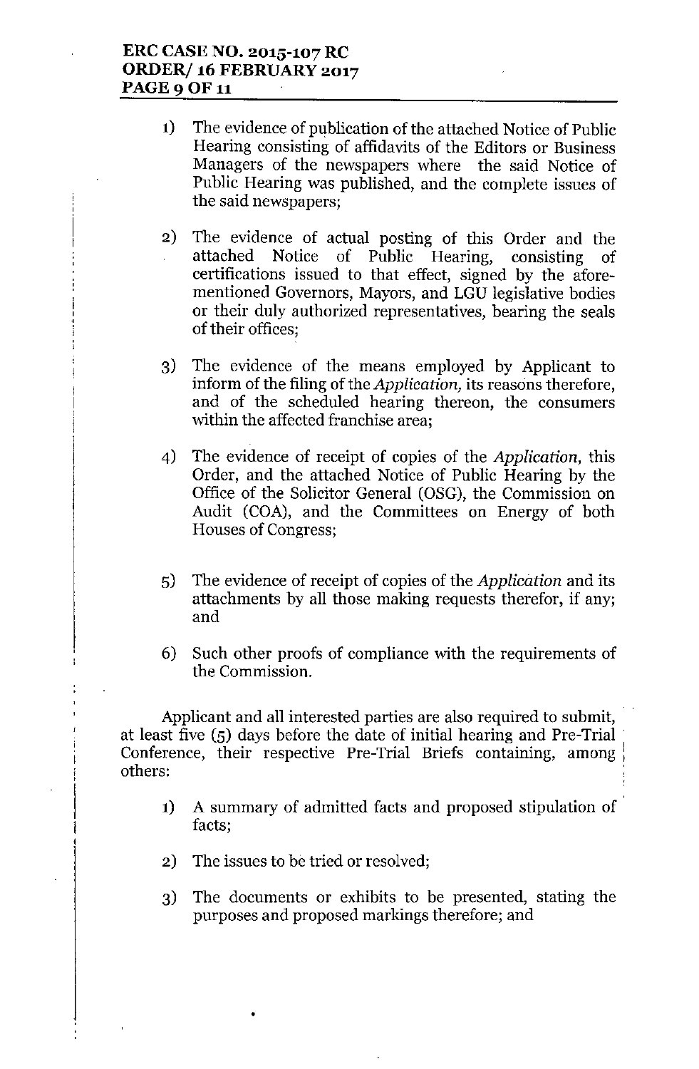1) The evidence of publication of the attached Notice of Public Hearing consisting of affidavits of the Editors or Business Managers of the newspapers where the said Notice of Public Hearing was published, and the complete issues of the said newspapers;

2) The evidence of actual posting of this Order and the attached Notice of Public Hearing, consisting of certifications issued to that effect, signed by the afore-mentioned Governors, Mayors, and LGU legislative bodies or their duly authorized representatives, bearing the seals of their offices;

3) The evidence of the means employed by Applicant to inform of the filing of the *Application*, its reasons therefore, and of the scheduled hearing thereon, the consumers within the affected franchise area;

4) The evidence of receipt of copies of the *Application*, this Order, and the attached Notice of Public Hearing by the Office of the Solicitor General (OSG), the Commission on Audit (COA), and the Committees on Energy of both Houses of Congress;

5) The evidence of receipt of copies of the *Application* and its attachments by all those making requests therefor, if any; and

6) Such other proofs of compliance with the requirements of the Commission.

Applicant and all interested parties are also required to submit, at least five (5) days before the date of initial hearing and Pre-Trial Conference, their respective Pre-Trial Briefs containing, among others:

1) A summary of admitted facts and proposed stipulation of facts;

2) The issues to be tried or resolved;

3) The documents or exhibits to be presented, stating the purposes and proposed markings therefore; and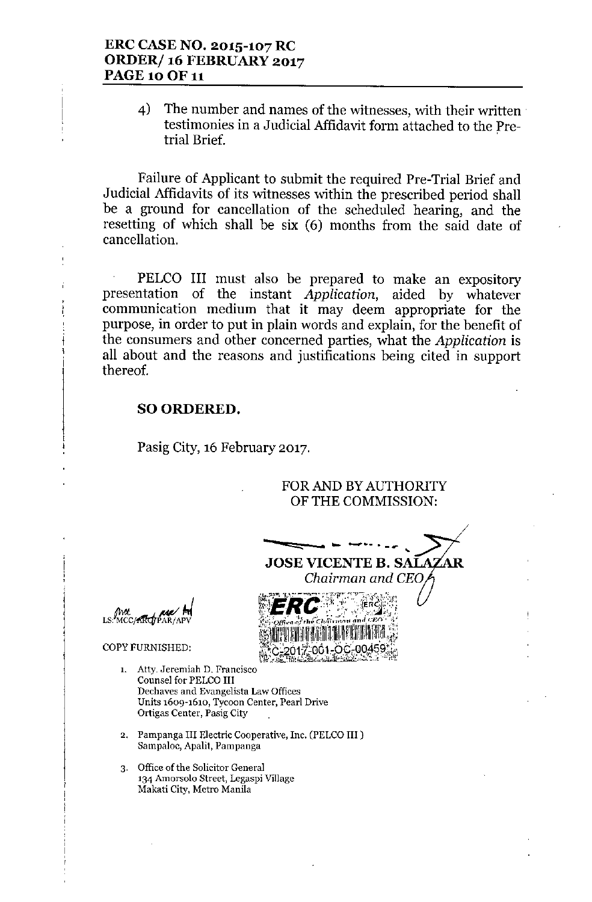4) The number and names of the witnesses, with their written testimonies in a Judicial Affidavit form attached to the Pre-trial Brief.

Failure of Applicant to submit the required Pre-Trial Brief and Judicial Affidavits of its witnesses within the prescribed period shall be a ground for cancellation of the scheduled hearing, and the resetting of which shall be six (6) months from the said date of cancellation.

PELCO III must also be prepared to make an expository presentation of the instant *Application*, aided by whatever communication medium that it may deem appropriate for the purpose, in order to put in plain words and explain, for the benefit of the consumers and other concerned parties, what the *Application* is all about and the reasons and justifications being cited in support thereof.

**SO ORDERED.**

Pasig City, 16 February 2017.

FOR AND BY AUTHORITY
OF THE COMMISSION:

**JOSE VICENTE B. SALAZAR**
*Chairman and CEO*

ERC
Office of the Chairman and CEO
C-2017-001-OC-00459

LS: MCC/ARG/PAR/APV

COPY FURNISHED:

1. Atty. Jeremiah D. Francisco
   Counsel for PELCO III
   Dechaves and Evangelista Law Offices
   Units 1609-1610, Tycoon Center, Pearl Drive
   Ortigas Center, Pasig City

2. Pampanga III Electric Cooperative, Inc. (PELCO III)
   Sampaloc, Apalit, Pampanga

3. Office of the Solicitor General
   134 Amorsolo Street, Legaspi Village
   Makati City, Metro Manila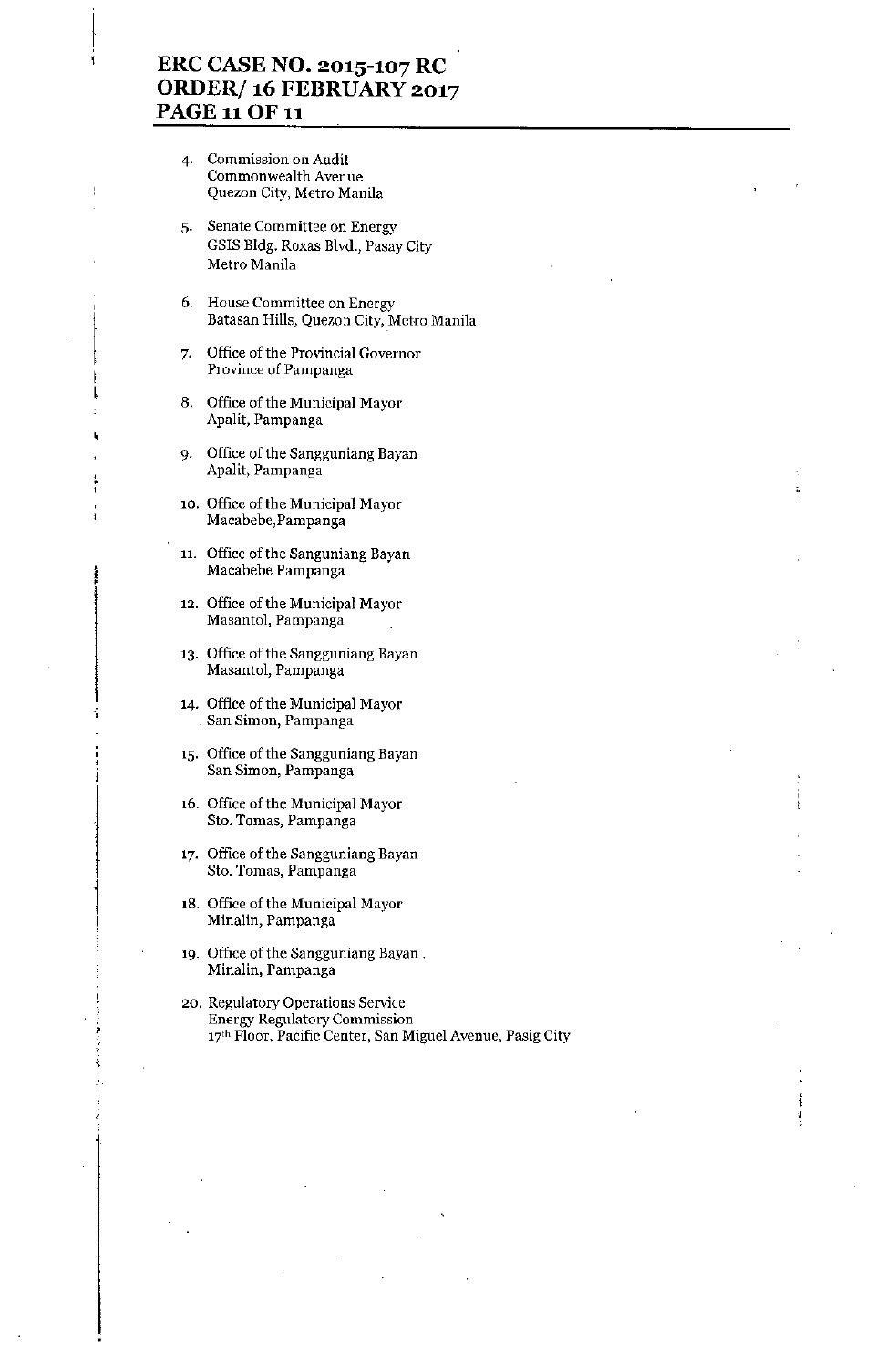4. Commission on Audit
   Commonwealth Avenue
   Quezon City, Metro Manila

5. Senate Committee on Energy
   GSIS Bldg. Roxas Blvd., Pasay City
   Metro Manila

6. House Committee on Energy
   Batasan Hills, Quezon City, Metro Manila

7. Office of the Provincial Governor
   Province of Pampanga

8. Office of the Municipal Mayor
   Apalit, Pampanga

9. Office of the Sangguniang Bayan
   Apalit, Pampanga

10. Office of the Municipal Mayor
    Macabebe,Pampanga

11. Office of the Sanguniang Bayan
    Macabebe Pampanga

12. Office of the Municipal Mayor
    Masantol, Pampanga

13. Office of the Sangguniang Bayan
    Masantol, Pampanga

14. Office of the Municipal Mayor
    San Simon, Pampanga

15. Office of the Sangguniang Bayan
    San Simon, Pampanga

16. Office of the Municipal Mayor
    Sto. Tomas, Pampanga

17. Office of the Sangguniang Bayan
    Sto. Tomas, Pampanga

18. Office of the Municipal Mayor
    Minalin, Pampanga

19. Office of the Sangguniang Bayan.
    Minalin, Pampanga

20. Regulatory Operations Service
    Energy Regulatory Commission
    17th Floor, Pacific Center, San Miguel Avenue, Pasig City